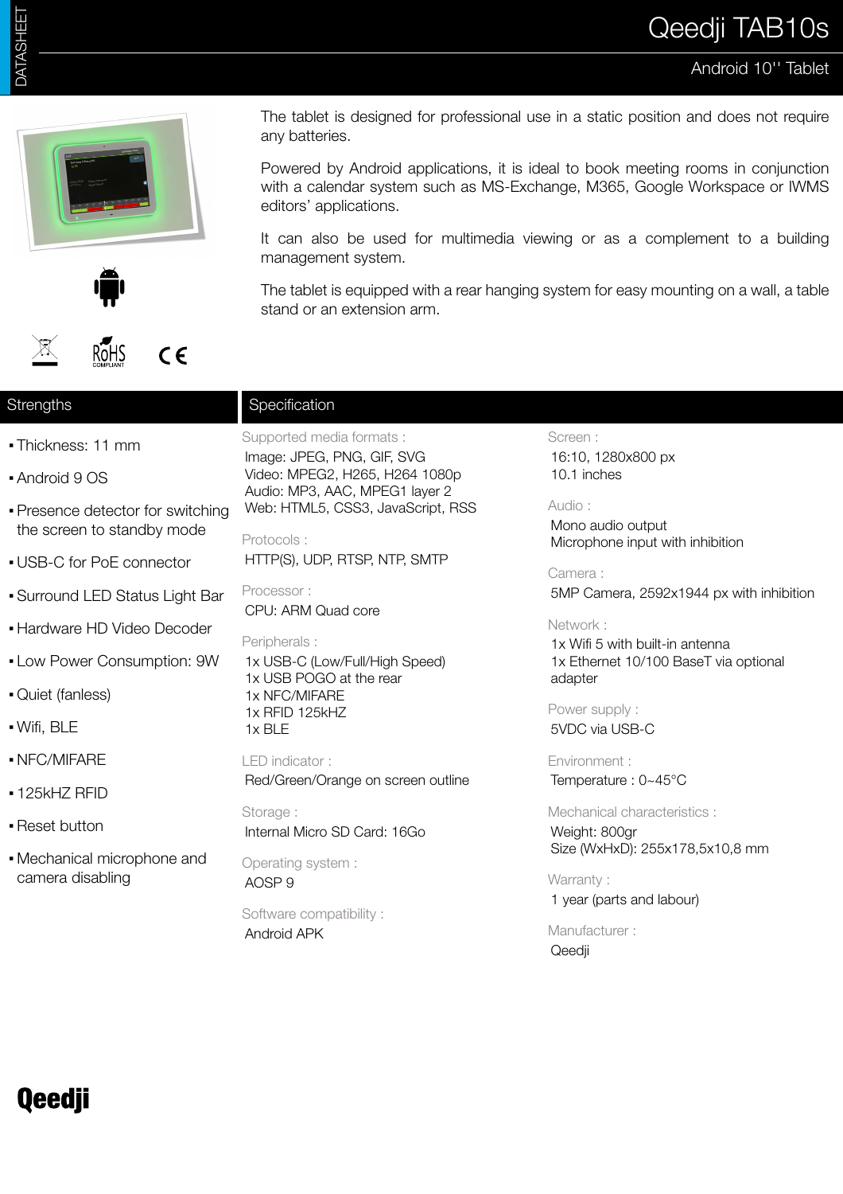# Qeedji TAB10s

## Android 10'' Tablet

The tablet is designed for professional use in a static position and does not require any batteries.

Powered by Android applications, it is ideal to book meeting rooms in conjunction with a calendar system such as MS-Exchange, M365, Google Workspace or IWMS editors' applications.

It can also be used for multimedia viewing or as a complement to a building management system.

The tablet is equipped with a rear hanging system for easy mounting on a wall, a table stand or an extension arm.

## Strengths

- Thickness: 11 mm
- Android 9 OS
- Presence detector for switching the screen to standby mode
- USB-C for PoE connector
- Surround LED Status Light Bar
- Hardware HD Video Decoder
- Low Power Consumption: 9W
- Quiet (fanless)
- Wifi, BLE
- NFC/MIFARE
- 125kHZ RFID
- Reset button
- Mechanical microphone and camera disabling

## Specification

Supported media formats :
Image: JPEG, PNG, GIF, SVG
Video: MPEG2, H265, H264 1080p
Audio: MP3, AAC, MPEG1 layer 2
Web: HTML5, CSS3, JavaScript, RSS

Protocols :
HTTP(S), UDP, RTSP, NTP, SMTP

Processor :
CPU: ARM Quad core

Peripherals :
1x USB-C (Low/Full/High Speed)
1x USB POGO at the rear
1x NFC/MIFARE
1x RFID 125kHZ
1x BLE

LED indicator :
Red/Green/Orange on screen outline

Storage :
Internal Micro SD Card: 16Go

Operating system :
AOSP 9

Software compatibility :
Android APK

Screen :
16:10, 1280x800 px
10.1 inches

Audio :
Mono audio output
Microphone input with inhibition

Camera :
5MP Camera, 2592x1944 px with inhibition

Network :
1x Wifi 5 with built-in antenna
1x Ethernet 10/100 BaseT via optional adapter

Power supply :
5VDC via USB-C

Environment :
Temperature : 0~45°C

Mechanical characteristics :
Weight: 800gr
Size (WxHxD): 255x178,5x10,8 mm

Warranty :
1 year (parts and labour)

Manufacturer :
Qeedji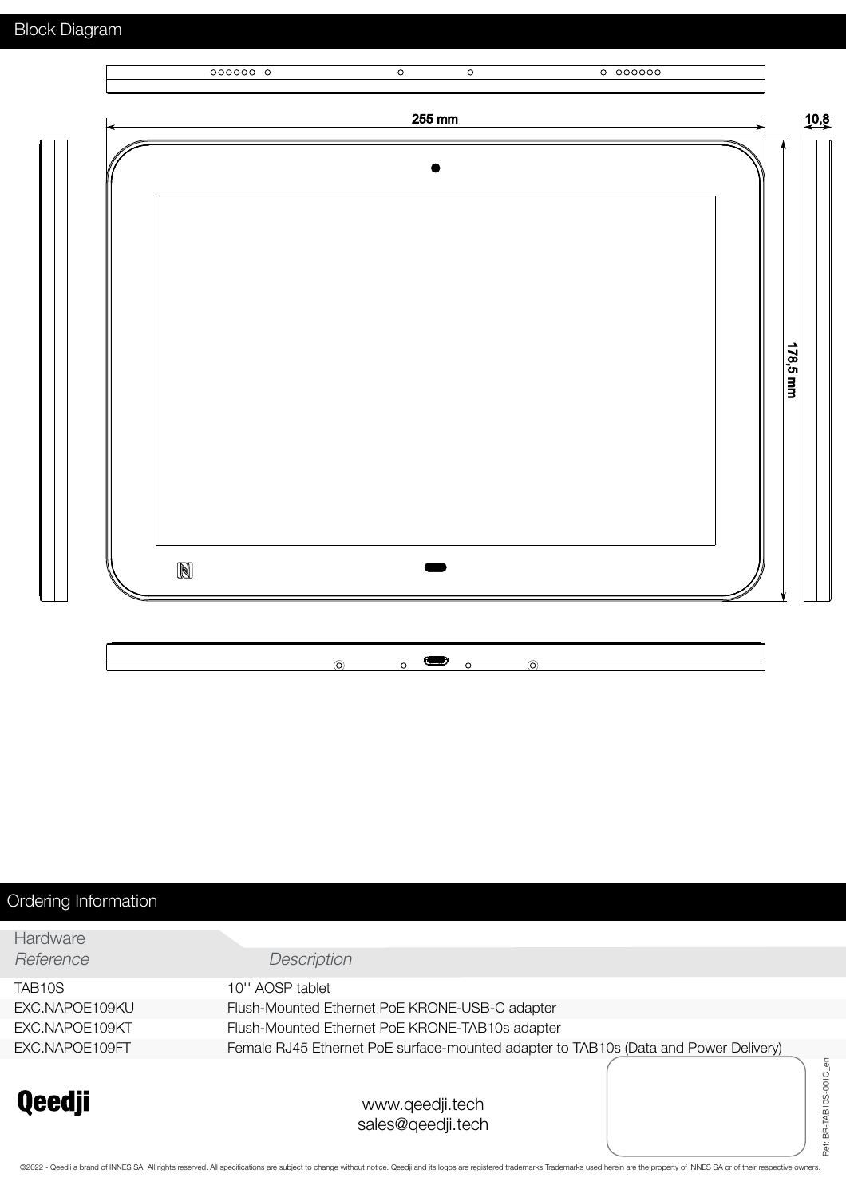## Block Diagram

255 mm

10,8

178,5 mm

## Ordering Information

| Hardware Reference | Description |
| --- | --- |
| TAB10S | 10'' AOSP tablet |
| EXC.NAPOE109KU | Flush-Mounted Ethernet PoE KRONE-USB-C adapter |
| EXC.NAPOE109KT | Flush-Mounted Ethernet PoE KRONE-TAB10s adapter |
| EXC.NAPOE109FT | Female RJ45 Ethernet PoE surface-mounted adapter to TAB10s (Data and Power Delivery) |

**Qeedji**

www.qeedji.tech
sales@qeedji.tech

Ref: BR-TAB10S-001C_en

©2022 - Qeedji a brand of INNES SA. All rights reserved. All specifications are subject to change without notice. Qeedji and its logos are registered trademarks.Trademarks used herein are the property of INNES SA or of their respective owners.